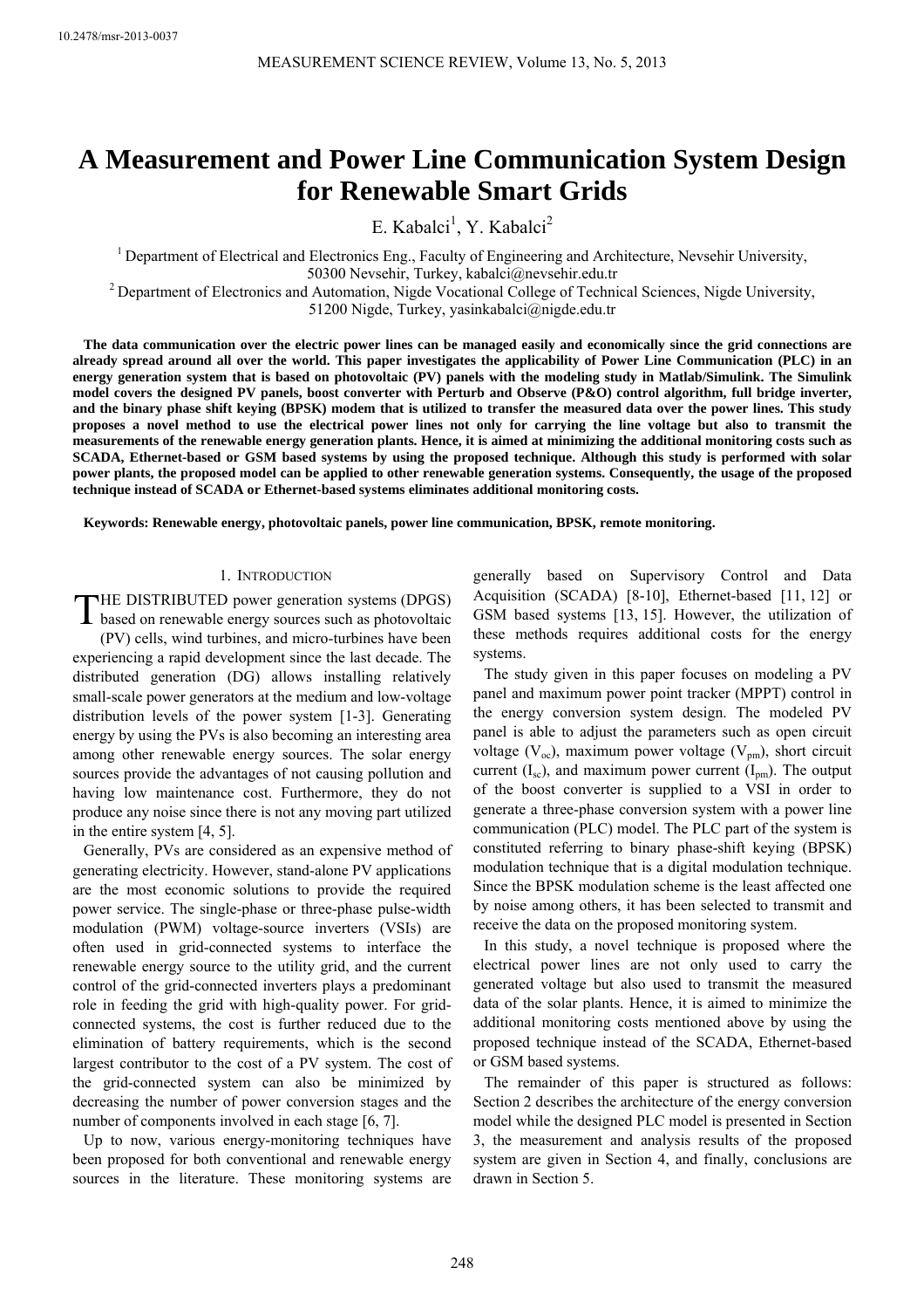# A Measurement and Power Line Communication System Design for Renewable Smart Grids

E. Kabalci[1], Y. Kabalci[2]

[1] Department of Electrical and Electronics Eng., Faculty of Engineering and Architecture, Nevsehir University, 50300 Nevsehir, Turkey, kabalci@nevsehir.edu.tr

[2] Department of Electronics and Automation, Nigde Vocational College of Technical Sciences, Nigde University, 51200 Nigde, Turkey, yasinkabalci@nigde.edu.tr

**The data communication over the electric power lines can be managed easily and economically since the grid connections are already spread around all over the world. This paper investigates the applicability of Power Line Communication (PLC) in an energy generation system that is based on photovoltaic (PV) panels with the modeling study in Matlab/Simulink. The Simulink model covers the designed PV panels, boost converter with Perturb and Observe (P&O) control algorithm, full bridge inverter, and the binary phase shift keying (BPSK) modem that is utilized to transfer the measured data over the power lines. This study proposes a novel method to use the electrical power lines not only for carrying the line voltage but also to transmit the measurements of the renewable energy generation plants. Hence, it is aimed at minimizing the additional monitoring costs such as SCADA, Ethernet-based or GSM based systems by using the proposed technique. Although this study is performed with solar power plants, the proposed model can be applied to other renewable generation systems. Consequently, the usage of the proposed technique instead of SCADA or Ethernet-based systems eliminates additional monitoring costs.**

**Keywords: Renewable energy, photovoltaic panels, power line communication, BPSK, remote monitoring.**

## 1. Introduction

The DISTRIBUTED power generation systems (DPGS) based on renewable energy sources such as photovoltaic (PV) cells, wind turbines, and micro-turbines have been experiencing a rapid development since the last decade. The distributed generation (DG) allows installing relatively small-scale power generators at the medium and low-voltage distribution levels of the power system [1-3]. Generating energy by using the PVs is also becoming an interesting area among other renewable energy sources. The solar energy sources provide the advantages of not causing pollution and having low maintenance cost. Furthermore, they do not produce any noise since there is not any moving part utilized in the entire system [4, 5].

Generally, PVs are considered as an expensive method of generating electricity. However, stand-alone PV applications are the most economic solutions to provide the required power service. The single-phase or three-phase pulse-width modulation (PWM) voltage-source inverters (VSIs) are often used in grid-connected systems to interface the renewable energy source to the utility grid, and the current control of the grid-connected inverters plays a predominant role in feeding the grid with high-quality power. For grid-connected systems, the cost is further reduced due to the elimination of battery requirements, which is the second largest contributor to the cost of a PV system. The cost of the grid-connected system can also be minimized by decreasing the number of power conversion stages and the number of components involved in each stage [6, 7].

Up to now, various energy-monitoring techniques have been proposed for both conventional and renewable energy sources in the literature. These monitoring systems are generally based on Supervisory Control and Data Acquisition (SCADA) [8-10], Ethernet-based [11, 12] or GSM based systems [13, 15]. However, the utilization of these methods requires additional costs for the energy systems.

The study given in this paper focuses on modeling a PV panel and maximum power point tracker (MPPT) control in the energy conversion system design. The modeled PV panel is able to adjust the parameters such as open circuit voltage ($V_{oc}$), maximum power voltage ($V_{pm}$), short circuit current ($I_{sc}$), and maximum power current ($I_{pm}$). The output of the boost converter is supplied to a VSI in order to generate a three-phase conversion system with a power line communication (PLC) model. The PLC part of the system is constituted referring to binary phase-shift keying (BPSK) modulation technique that is a digital modulation technique. Since the BPSK modulation scheme is the least affected one by noise among others, it has been selected to transmit and receive the data on the proposed monitoring system.

In this study, a novel technique is proposed where the electrical power lines are not only used to carry the generated voltage but also used to transmit the measured data of the solar plants. Hence, it is aimed to minimize the additional monitoring costs mentioned above by using the proposed technique instead of the SCADA, Ethernet-based or GSM based systems.

The remainder of this paper is structured as follows: Section 2 describes the architecture of the energy conversion model while the designed PLC model is presented in Section 3, the measurement and analysis results of the proposed system are given in Section 4, and finally, conclusions are drawn in Section 5.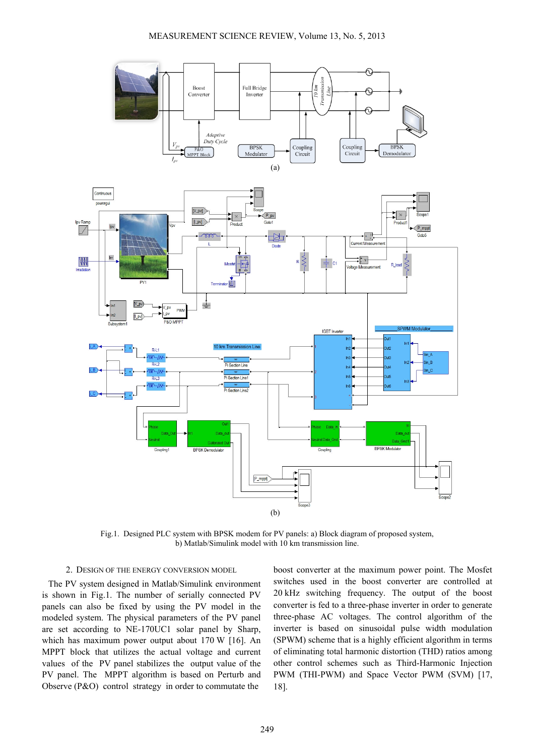Fig.1. Designed PLC system with BPSK modem for PV panels: a) Block diagram of proposed system, b) Matlab/Simulink model with 10 km transmission line.

## 2. DESIGN OF THE ENERGY CONVERSION MODEL

The PV system designed in Matlab/Simulink environment is shown in Fig.1. The number of serially connected PV panels can also be fixed by using the PV model in the modeled system. The physical parameters of the PV panel are set according to NE-170UC1 solar panel by Sharp, which has maximum power output about 170 W [16]. An MPPT block that utilizes the actual voltage and current values of the PV panel stabilizes the output value of the PV panel. The MPPT algorithm is based on Perturb and Observe (P&O) control strategy in order to commutate the boost converter at the maximum power point. The Mosfet switches used in the boost converter are controlled at 20 kHz switching frequency. The output of the boost converter is fed to a three-phase inverter in order to generate three-phase AC voltages. The control algorithm of the inverter is based on sinusoidal pulse width modulation (SPWM) scheme that is a highly efficient algorithm in terms of eliminating total harmonic distortion (THD) ratios among other control schemes such as Third-Harmonic Injection PWM (THI-PWM) and Space Vector PWM (SVM) [17, 18].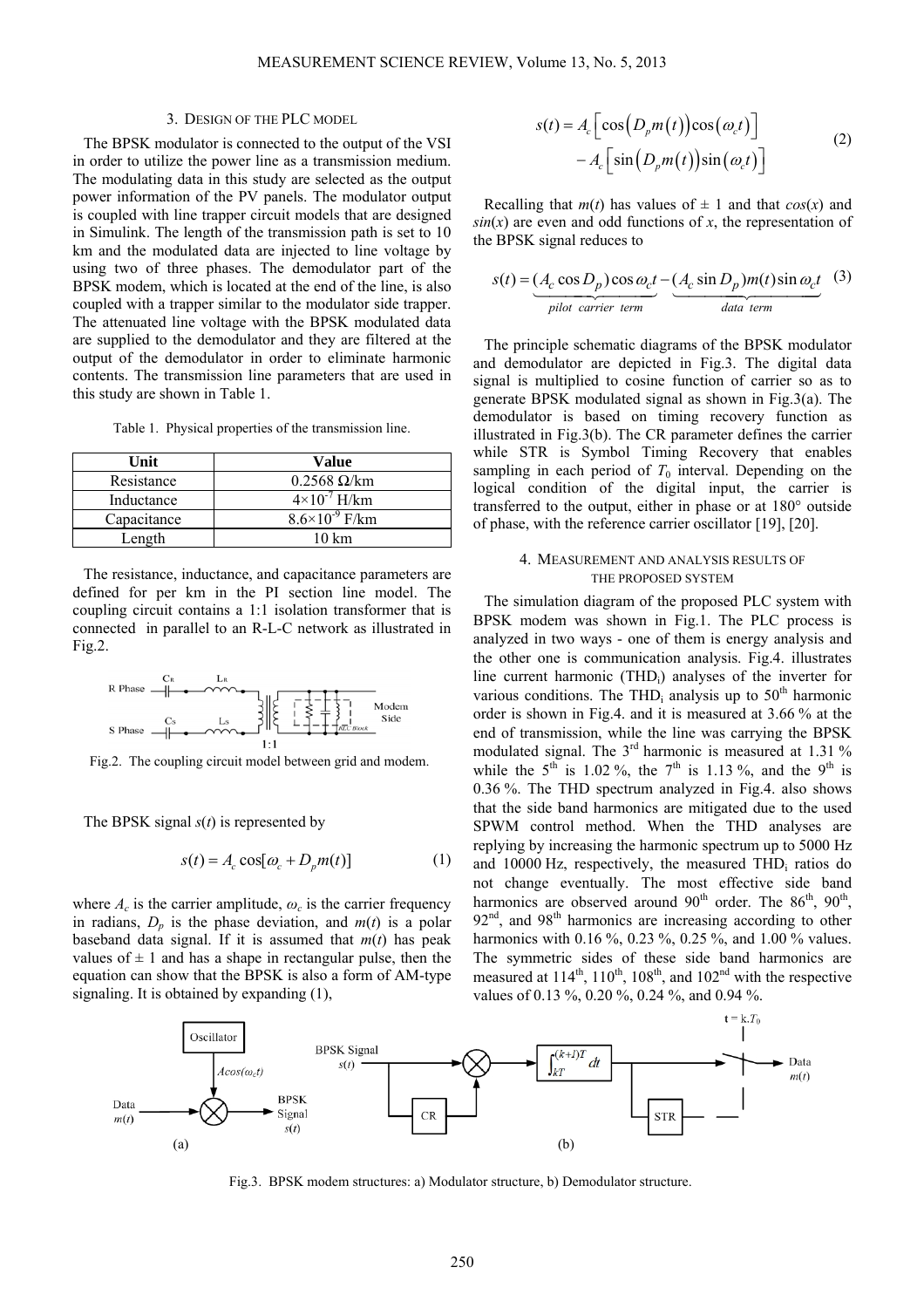## 3. DESIGN OF THE PLC MODEL

The BPSK modulator is connected to the output of the VSI in order to utilize the power line as a transmission medium. The modulating data in this study are selected as the output power information of the PV panels. The modulator output is coupled with line trapper circuit models that are designed in Simulink. The length of the transmission path is set to 10 km and the modulated data are injected to line voltage by using two of three phases. The demodulator part of the BPSK modem, which is located at the end of the line, is also coupled with a trapper similar to the modulator side trapper. The attenuated line voltage with the BPSK modulated data are supplied to the demodulator and they are filtered at the output of the demodulator in order to eliminate harmonic contents. The transmission line parameters that are used in this study are shown in Table 1.

Table 1. Physical properties of the transmission line.

| Unit | Value |
|---|---|
| Resistance | 0.2568 Ω/km |
| Inductance | $4\times10^{-7}$ H/km |
| Capacitance | $8.6\times10^{-9}$ F/km |
| Length | 10 km |

The resistance, inductance, and capacitance parameters are defined for per km in the PI section line model. The coupling circuit contains a 1:1 isolation transformer that is connected in parallel to an R-L-C network as illustrated in Fig.2.

Fig.2. The coupling circuit model between grid and modem.

The BPSK signal $s(t)$ is represented by

$$s(t) = A_c \cos[\omega_c + D_p m(t)] \tag{1}$$

where $A_c$ is the carrier amplitude, $\omega_c$ is the carrier frequency in radians, $D_p$ is the phase deviation, and $m(t)$ is a polar baseband data signal. If it is assumed that $m(t)$ has peak values of ± 1 and has a shape in rectangular pulse, then the equation can show that the BPSK is also a form of AM-type signaling. It is obtained by expanding (1),

$$\begin{aligned} s(t) = A_c \left[\cos\left(D_p m(t)\right)\cos\left(\omega_c t\right)\right] \\ - A_c \left[\sin\left(D_p m(t)\right)\sin\left(\omega_c t\right)\right] \end{aligned} \tag{2}$$

Recalling that $m(t)$ has values of ± 1 and that $cos(x)$ and $sin(x)$ are even and odd functions of $x$, the representation of the BPSK signal reduces to

$$s(t) = \underbrace{(A_c \cos D_p)\cos\omega_c t}_{pilot\ carrier\ term} - \underbrace{(A_c \sin D_p)m(t)\sin\omega_c t}_{data\ term} \tag{3}$$

The principle schematic diagrams of the BPSK modulator and demodulator are depicted in Fig.3. The digital data signal is multiplied to cosine function of carrier so as to generate BPSK modulated signal as shown in Fig.3(a). The demodulator is based on timing recovery function as illustrated in Fig.3(b). The CR parameter defines the carrier while STR is Symbol Timing Recovery that enables sampling in each period of $T_0$ interval. Depending on the logical condition of the digital input, the carrier is transferred to the output, either in phase or at 180° outside of phase, with the reference carrier oscillator [19], [20].

## 4. MEASUREMENT AND ANALYSIS RESULTS OF THE PROPOSED SYSTEM

The simulation diagram of the proposed PLC system with BPSK modem was shown in Fig.1. The PLC process is analyzed in two ways - one of them is energy analysis and the other one is communication analysis. Fig.4. illustrates line current harmonic ($THD_i$) analyses of the inverter for various conditions. The $THD_i$ analysis up to 50th harmonic order is shown in Fig.4. and it is measured at 3.66 % at the end of transmission, while the line was carrying the BPSK modulated signal. The 3rd harmonic is measured at 1.31 % while the 5th is 1.02 %, the 7th is 1.13 %, and the 9th is 0.36 %. The THD spectrum analyzed in Fig.4. also shows that the side band harmonics are mitigated due to the used SPWM control method. When the THD analyses are replying by increasing the harmonic spectrum up to 5000 Hz and 10000 Hz, respectively, the measured $THD_i$ ratios do not change eventually. The most effective side band harmonics are observed around 90th order. The 86th, 90th, 92nd, and 98th harmonics are increasing according to other harmonics with 0.16 %, 0.23 %, 0.25 %, and 1.00 % values. The symmetric sides of these side band harmonics are measured at 114th, 110th, 108th, and 102nd with the respective values of 0.13 %, 0.20 %, 0.24 %, and 0.94 %.

Fig.3. BPSK modem structures: a) Modulator structure, b) Demodulator structure.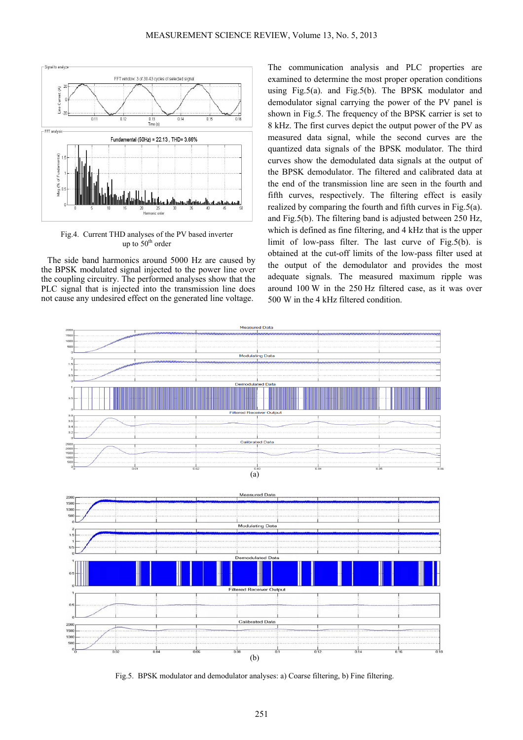Fig.4. Current THD analyses of the PV based inverter up to 50[th] order

The side band harmonics around 5000 Hz are caused by the BPSK modulated signal injected to the power line over the coupling circuitry. The performed analyses show that the PLC signal that is injected into the transmission line does not cause any undesired effect on the generated line voltage.

The communication analysis and PLC properties are examined to determine the most proper operation conditions using Fig.5(a). and Fig.5(b). The BPSK modulator and demodulator signal carrying the power of the PV panel is shown in Fig.5. The frequency of the BPSK carrier is set to 8 kHz. The first curves depict the output power of the PV as measured data signal, while the second curves are the quantized data signals of the BPSK modulator. The third curves show the demodulated data signals at the output of the BPSK demodulator. The filtered and calibrated data at the end of the transmission line are seen in the fourth and fifth curves, respectively. The filtering effect is easily realized by comparing the fourth and fifth curves in Fig.5(a). and Fig.5(b). The filtering band is adjusted between 250 Hz, which is defined as fine filtering, and 4 kHz that is the upper limit of low-pass filter. The last curve of Fig.5(b). is obtained at the cut-off limits of the low-pass filter used at the output of the demodulator and provides the most adequate signals. The measured maximum ripple was around 100 W in the 250 Hz filtered case, as it was over 500 W in the 4 kHz filtered condition.

Fig.5. BPSK modulator and demodulator analyses: a) Coarse filtering, b) Fine filtering.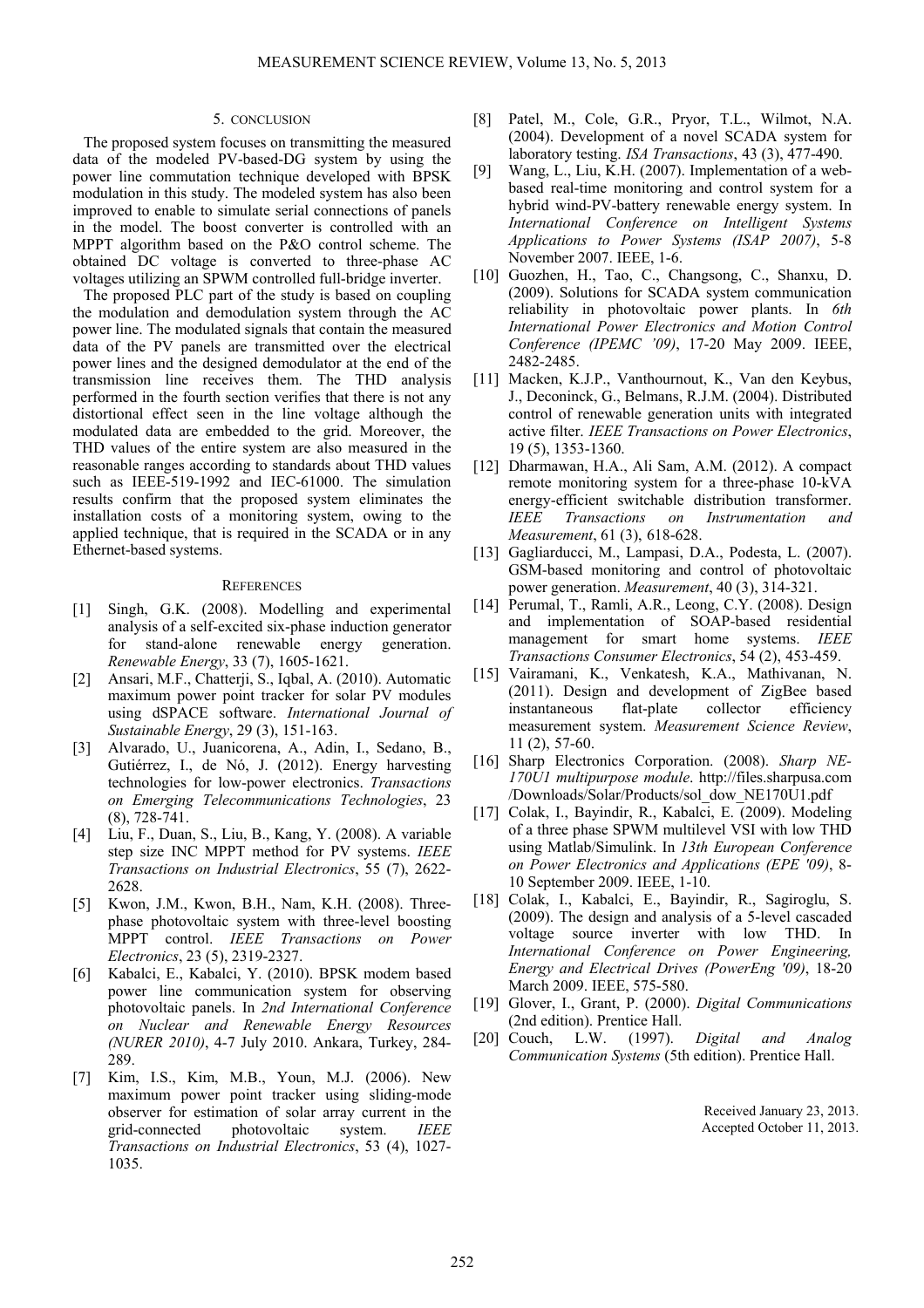## 5. CONCLUSION

The proposed system focuses on transmitting the measured data of the modeled PV-based-DG system by using the power line commutation technique developed with BPSK modulation in this study. The modeled system has also been improved to enable to simulate serial connections of panels in the model. The boost converter is controlled with an MPPT algorithm based on the P&O control scheme. The obtained DC voltage is converted to three-phase AC voltages utilizing an SPWM controlled full-bridge inverter.

The proposed PLC part of the study is based on coupling the modulation and demodulation system through the AC power line. The modulated signals that contain the measured data of the PV panels are transmitted over the electrical power lines and the designed demodulator at the end of the transmission line receives them. The THD analysis performed in the fourth section verifies that there is not any distortional effect seen in the line voltage although the modulated data are embedded to the grid. Moreover, the THD values of the entire system are also measured in the reasonable ranges according to standards about THD values such as IEEE-519-1992 and IEC-61000. The simulation results confirm that the proposed system eliminates the installation costs of a monitoring system, owing to the applied technique, that is required in the SCADA or in any Ethernet-based systems.

## REFERENCES

[1] Singh, G.K. (2008). Modelling and experimental analysis of a self-excited six-phase induction generator for stand-alone renewable energy generation. *Renewable Energy*, 33 (7), 1605-1621.

[2] Ansari, M.F., Chatterji, S., Iqbal, A. (2010). Automatic maximum power point tracker for solar PV modules using dSPACE software. *International Journal of Sustainable Energy*, 29 (3), 151-163.

[3] Alvarado, U., Juanicorena, A., Adin, I., Sedano, B., Gutiérrez, I., de Nó, J. (2012). Energy harvesting technologies for low-power electronics. *Transactions on Emerging Telecommunications Technologies*, 23 (8), 728-741.

[4] Liu, F., Duan, S., Liu, B., Kang, Y. (2008). A variable step size INC MPPT method for PV systems. *IEEE Transactions on Industrial Electronics*, 55 (7), 2622-2628.

[5] Kwon, J.M., Kwon, B.H., Nam, K.H. (2008). Three-phase photovoltaic system with three-level boosting MPPT control. *IEEE Transactions on Power Electronics*, 23 (5), 2319-2327.

[6] Kabalci, E., Kabalci, Y. (2010). BPSK modem based power line communication system for observing photovoltaic panels. In *2nd International Conference on Nuclear and Renewable Energy Resources (NURER 2010)*, 4-7 July 2010. Ankara, Turkey, 284-289.

[7] Kim, I.S., Kim, M.B., Youn, M.J. (2006). New maximum power point tracker using sliding-mode observer for estimation of solar array current in the grid-connected photovoltaic system. *IEEE Transactions on Industrial Electronics*, 53 (4), 1027-1035.

[8] Patel, M., Cole, G.R., Pryor, T.L., Wilmot, N.A. (2004). Development of a novel SCADA system for laboratory testing. *ISA Transactions*, 43 (3), 477-490.

[9] Wang, L., Liu, K.H. (2007). Implementation of a web-based real-time monitoring and control system for a hybrid wind-PV-battery renewable energy system. In *International Conference on Intelligent Systems Applications to Power Systems (ISAP 2007)*, 5-8 November 2007. IEEE, 1-6.

[10] Guozhen, H., Tao, C., Changsong, C., Shanxu, D. (2009). Solutions for SCADA system communication reliability in photovoltaic power plants. In *6th International Power Electronics and Motion Control Conference (IPEMC '09)*, 17-20 May 2009. IEEE, 2482-2485.

[11] Macken, K.J.P., Vanthournout, K., Van den Keybus, J., Deconinck, G., Belmans, R.J.M. (2004). Distributed control of renewable generation units with integrated active filter. *IEEE Transactions on Power Electronics*, 19 (5), 1353-1360.

[12] Dharmawan, H.A., Ali Sam, A.M. (2012). A compact remote monitoring system for a three-phase 10-kVA energy-efficient switchable distribution transformer. *IEEE Transactions on Instrumentation and Measurement*, 61 (3), 618-628.

[13] Gagliarducci, M., Lampasi, D.A., Podesta, L. (2007). GSM-based monitoring and control of photovoltaic power generation. *Measurement*, 40 (3), 314-321.

[14] Perumal, T., Ramli, A.R., Leong, C.Y. (2008). Design and implementation of SOAP-based residential management for smart home systems. *IEEE Transactions Consumer Electronics*, 54 (2), 453-459.

[15] Vairamani, K., Venkatesh, K.A., Mathivanan, N. (2011). Design and development of ZigBee based instantaneous flat-plate collector efficiency measurement system. *Measurement Science Review*, 11 (2), 57-60.

[16] Sharp Electronics Corporation. (2008). *Sharp NE-170U1 multipurpose module*. http://files.sharpusa.com /Downloads/Solar/Products/sol_dow_NE170U1.pdf

[17] Colak, I., Bayindir, R., Kabalci, E. (2009). Modeling of a three phase SPWM multilevel VSI with low THD using Matlab/Simulink. In *13th European Conference on Power Electronics and Applications (EPE '09)*, 8-10 September 2009. IEEE, 1-10.

[18] Colak, I., Kabalci, E., Bayindir, R., Sagiroglu, S. (2009). The design and analysis of a 5-level cascaded voltage source inverter with low THD. In *International Conference on Power Engineering, Energy and Electrical Drives (PowerEng '09)*, 18-20 March 2009. IEEE, 575-580.

[19] Glover, I., Grant, P. (2000). *Digital Communications* (2nd edition). Prentice Hall.

[20] Couch, L.W. (1997). *Digital and Analog Communication Systems* (5th edition). Prentice Hall.

Received January 23, 2013.
Accepted October 11, 2013.